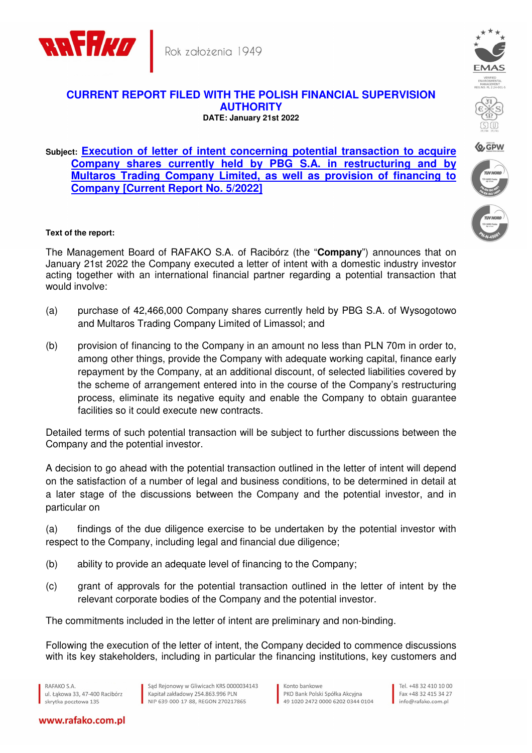# CURRENT REPORT FILED WITH THE POLISH FINANCIAL SUPERVISION AUTHORITY

**DATE: January 21st 2022**

**Subject:** **Execution of letter of intent concerning potential transaction to acquire Company shares currently held by PBG S.A. in restructuring and by Multaros Trading Company Limited, as well as provision of financing to Company [Current Report No. 5/2022]**

**Text of the report:**

The Management Board of RAFAKO S.A. of Racibórz (the "**Company**") announces that on January 21st 2022 the Company executed a letter of intent with a domestic industry investor acting together with an international financial partner regarding a potential transaction that would involve:

(a) purchase of 42,466,000 Company shares currently held by PBG S.A. of Wysogotowo and Multaros Trading Company Limited of Limassol; and

(b) provision of financing to the Company in an amount no less than PLN 70m in order to, among other things, provide the Company with adequate working capital, finance early repayment by the Company, at an additional discount, of selected liabilities covered by the scheme of arrangement entered into in the course of the Company's restructuring process, eliminate its negative equity and enable the Company to obtain guarantee facilities so it could execute new contracts.

Detailed terms of such potential transaction will be subject to further discussions between the Company and the potential investor.

A decision to go ahead with the potential transaction outlined in the letter of intent will depend on the satisfaction of a number of legal and business conditions, to be determined in detail at a later stage of the discussions between the Company and the potential investor, and in particular on

(a) findings of the due diligence exercise to be undertaken by the potential investor with respect to the Company, including legal and financial due diligence;

(b) ability to provide an adequate level of financing to the Company;

(c) grant of approvals for the potential transaction outlined in the letter of intent by the relevant corporate bodies of the Company and the potential investor.

The commitments included in the letter of intent are preliminary and non-binding.

Following the execution of the letter of intent, the Company decided to commence discussions with its key stakeholders, including in particular the financing institutions, key customers and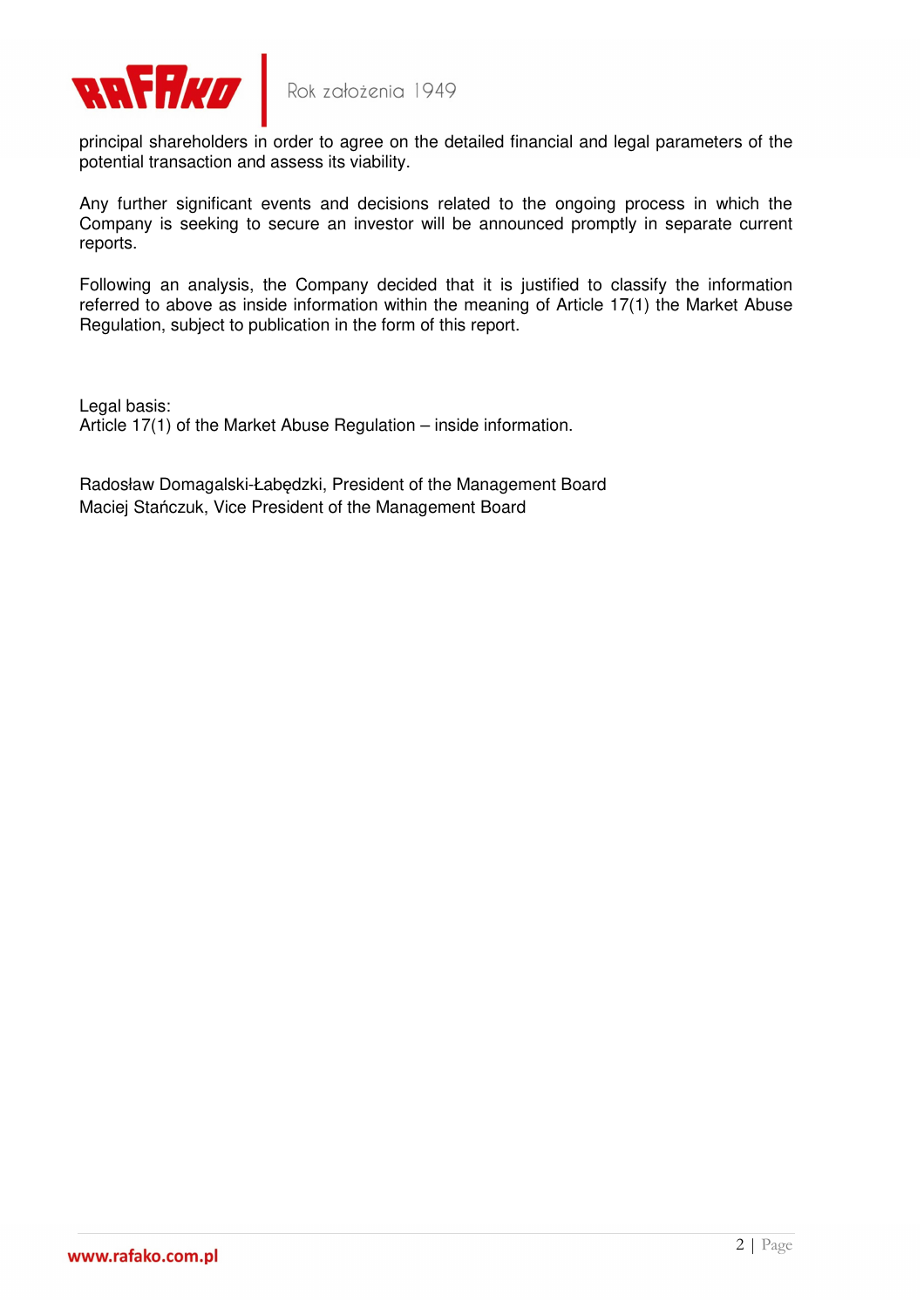principal shareholders in order to agree on the detailed financial and legal parameters of the potential transaction and assess its viability.

Any further significant events and decisions related to the ongoing process in which the Company is seeking to secure an investor will be announced promptly in separate current reports.

Following an analysis, the Company decided that it is justified to classify the information referred to above as inside information within the meaning of Article 17(1) the Market Abuse Regulation, subject to publication in the form of this report.

Legal basis:
Article 17(1) of the Market Abuse Regulation – inside information.

Radosław Domagalski-Łabędzki, President of the Management Board
Maciej Stańczuk, Vice President of the Management Board